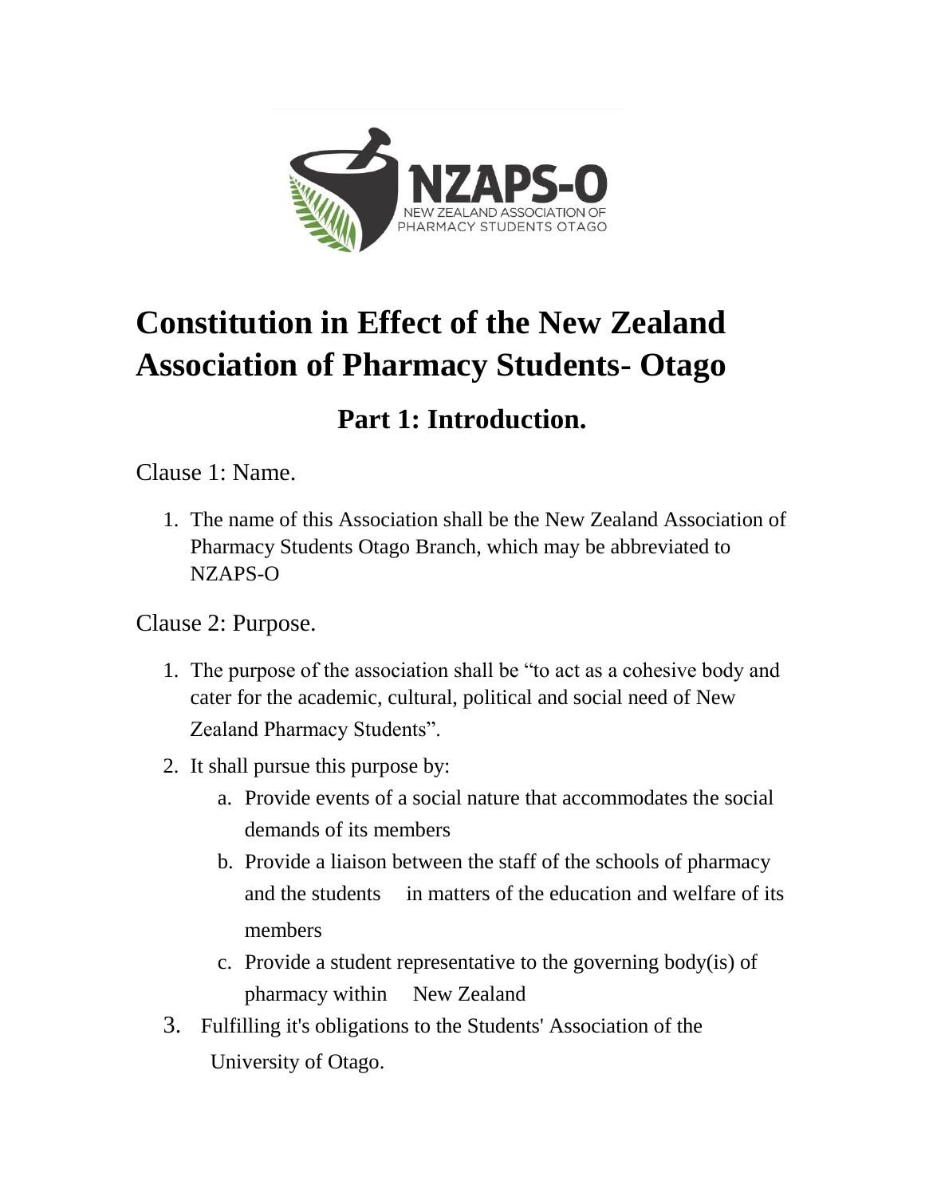# Constitution in Effect of the New Zealand Association of Pharmacy Students- Otago

## Part 1: Introduction.

### Clause 1: Name.

1. The name of this Association shall be the New Zealand Association of Pharmacy Students Otago Branch, which may be abbreviated to NZAPS-O

### Clause 2: Purpose.

1. The purpose of the association shall be "to act as a cohesive body and cater for the academic, cultural, political and social need of New Zealand Pharmacy Students".
2. It shall pursue this purpose by:
   a. Provide events of a social nature that accommodates the social demands of its members
   b. Provide a liaison between the staff of the schools of pharmacy and the students in matters of the education and welfare of its members
   c. Provide a student representative to the governing body(is) of pharmacy within New Zealand
3. Fulfilling it's obligations to the Students' Association of the University of Otago.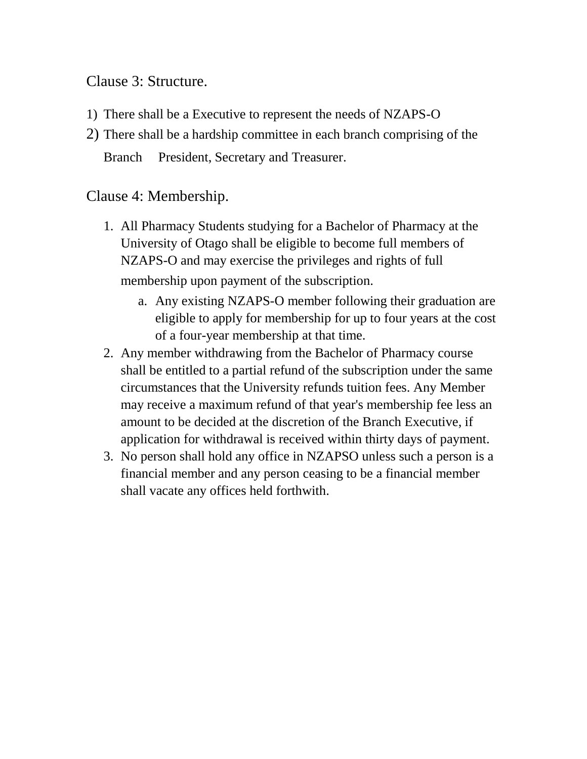## Clause 3: Structure.

1) There shall be a Executive to represent the needs of NZAPS-O
2) There shall be a hardship committee in each branch comprising of the Branch President, Secretary and Treasurer.

## Clause 4: Membership.

1. All Pharmacy Students studying for a Bachelor of Pharmacy at the University of Otago shall be eligible to become full members of NZAPS-O and may exercise the privileges and rights of full membership upon payment of the subscription.
   a. Any existing NZAPS-O member following their graduation are eligible to apply for membership for up to four years at the cost of a four-year membership at that time.
2. Any member withdrawing from the Bachelor of Pharmacy course shall be entitled to a partial refund of the subscription under the same circumstances that the University refunds tuition fees. Any Member may receive a maximum refund of that year's membership fee less an amount to be decided at the discretion of the Branch Executive, if application for withdrawal is received within thirty days of payment.
3. No person shall hold any office in NZAPSO unless such a person is a financial member and any person ceasing to be a financial member shall vacate any offices held forthwith.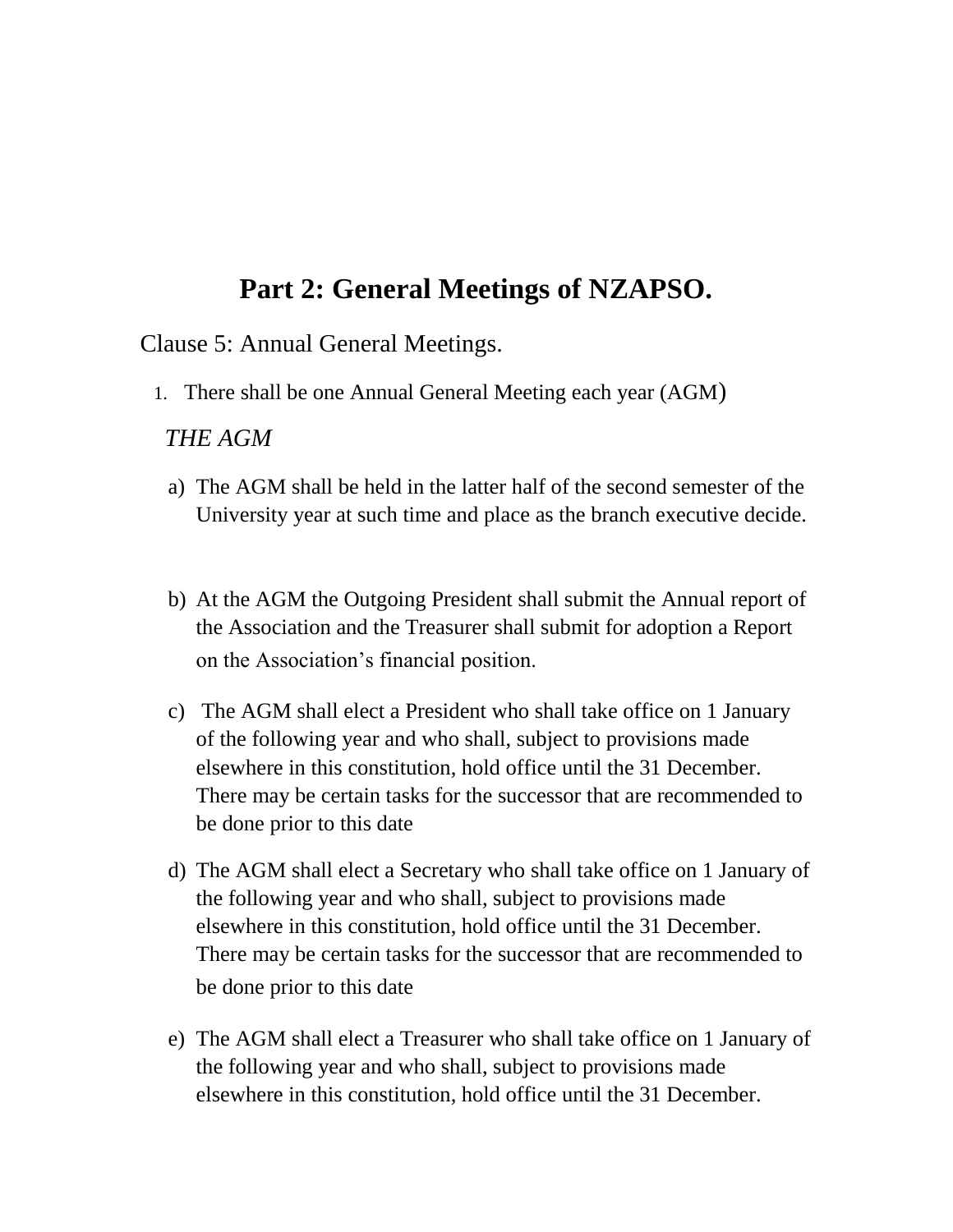# Part 2: General Meetings of NZAPSO.

## Clause 5: Annual General Meetings.

1. There shall be one Annual General Meeting each year (AGM)

*THE AGM*

a) The AGM shall be held in the latter half of the second semester of the University year at such time and place as the branch executive decide.

b) At the AGM the Outgoing President shall submit the Annual report of the Association and the Treasurer shall submit for adoption a Report on the Association's financial position.

c) The AGM shall elect a President who shall take office on 1 January of the following year and who shall, subject to provisions made elsewhere in this constitution, hold office until the 31 December. There may be certain tasks for the successor that are recommended to be done prior to this date

d) The AGM shall elect a Secretary who shall take office on 1 January of the following year and who shall, subject to provisions made elsewhere in this constitution, hold office until the 31 December. There may be certain tasks for the successor that are recommended to be done prior to this date

e) The AGM shall elect a Treasurer who shall take office on 1 January of the following year and who shall, subject to provisions made elsewhere in this constitution, hold office until the 31 December.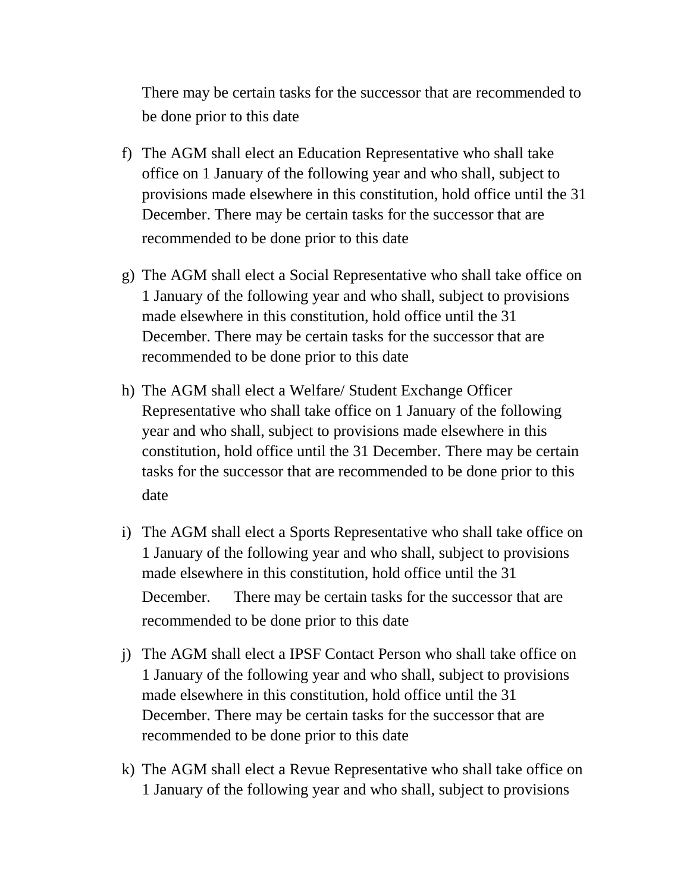There may be certain tasks for the successor that are recommended to be done prior to this date

f) The AGM shall elect an Education Representative who shall take office on 1 January of the following year and who shall, subject to provisions made elsewhere in this constitution, hold office until the 31 December. There may be certain tasks for the successor that are recommended to be done prior to this date

g) The AGM shall elect a Social Representative who shall take office on 1 January of the following year and who shall, subject to provisions made elsewhere in this constitution, hold office until the 31 December. There may be certain tasks for the successor that are recommended to be done prior to this date

h) The AGM shall elect a Welfare/ Student Exchange Officer Representative who shall take office on 1 January of the following year and who shall, subject to provisions made elsewhere in this constitution, hold office until the 31 December. There may be certain tasks for the successor that are recommended to be done prior to this date

i) The AGM shall elect a Sports Representative who shall take office on 1 January of the following year and who shall, subject to provisions made elsewhere in this constitution, hold office until the 31 December. There may be certain tasks for the successor that are recommended to be done prior to this date

j) The AGM shall elect a IPSF Contact Person who shall take office on 1 January of the following year and who shall, subject to provisions made elsewhere in this constitution, hold office until the 31 December. There may be certain tasks for the successor that are recommended to be done prior to this date

k) The AGM shall elect a Revue Representative who shall take office on 1 January of the following year and who shall, subject to provisions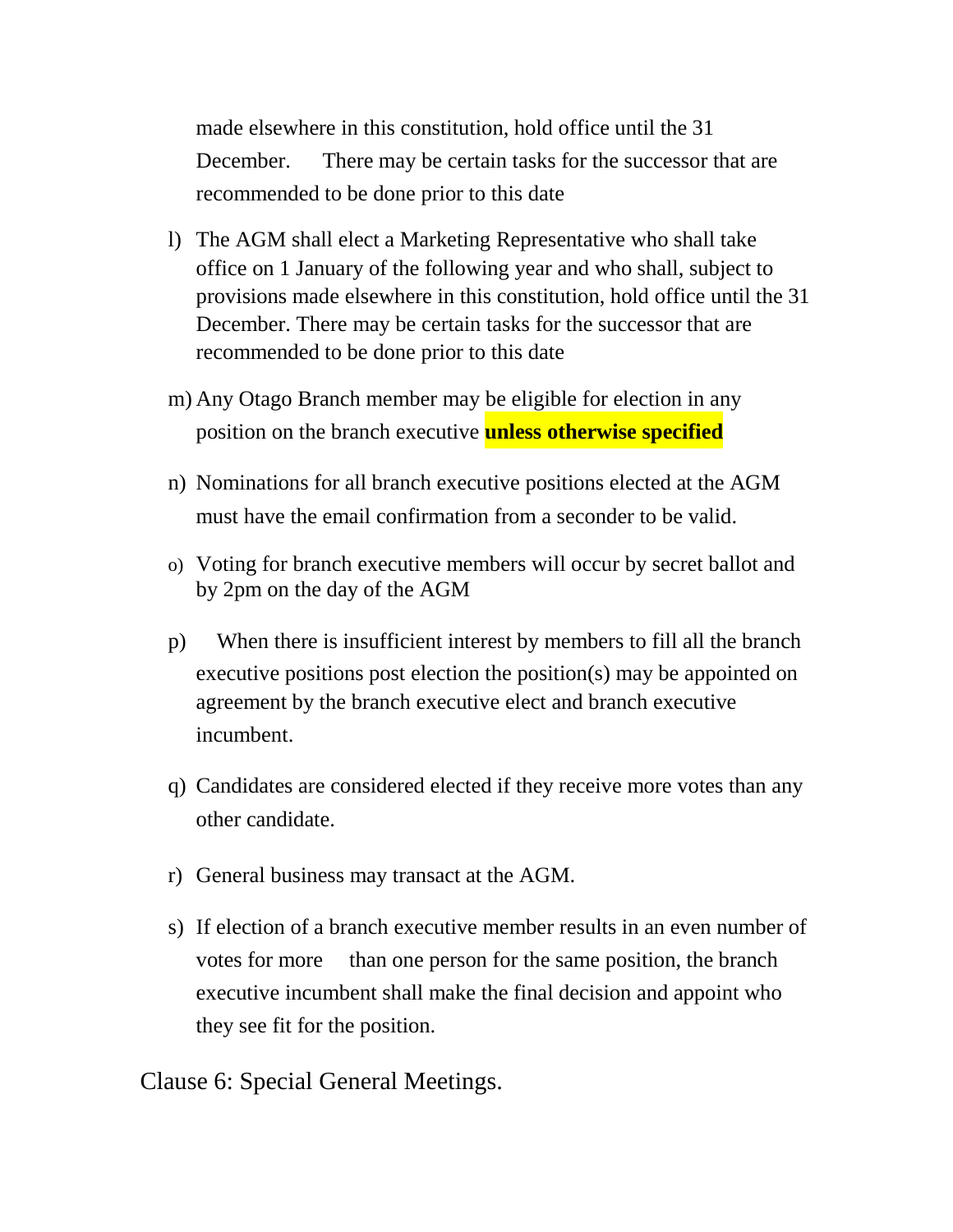made elsewhere in this constitution, hold office until the 31 December. There may be certain tasks for the successor that are recommended to be done prior to this date

l) The AGM shall elect a Marketing Representative who shall take office on 1 January of the following year and who shall, subject to provisions made elsewhere in this constitution, hold office until the 31 December. There may be certain tasks for the successor that are recommended to be done prior to this date

m) Any Otago Branch member may be eligible for election in any position on the branch executive **unless otherwise specified**

n) Nominations for all branch executive positions elected at the AGM must have the email confirmation from a seconder to be valid.

o) Voting for branch executive members will occur by secret ballot and by 2pm on the day of the AGM

p) When there is insufficient interest by members to fill all the branch executive positions post election the position(s) may be appointed on agreement by the branch executive elect and branch executive incumbent.

q) Candidates are considered elected if they receive more votes than any other candidate.

r) General business may transact at the AGM.

s) If election of a branch executive member results in an even number of votes for more than one person for the same position, the branch executive incumbent shall make the final decision and appoint who they see fit for the position.

## Clause 6: Special General Meetings.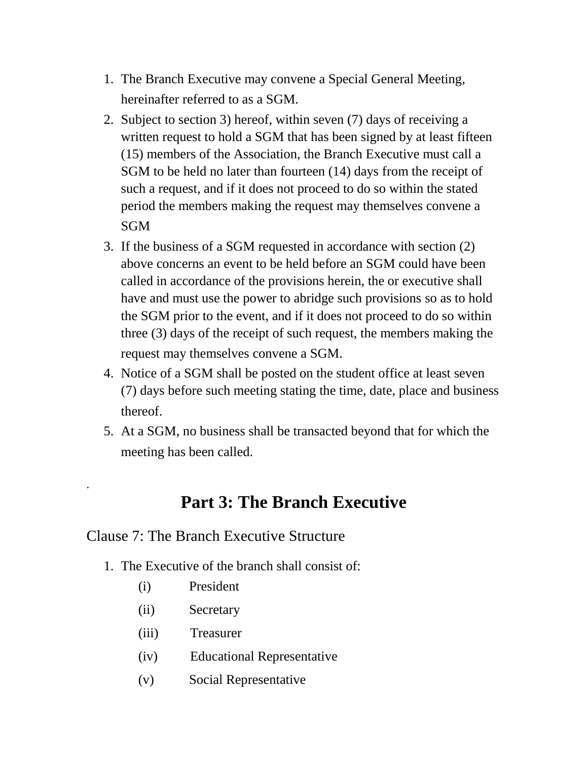1. The Branch Executive may convene a Special General Meeting, hereinafter referred to as a SGM.
2. Subject to section 3) hereof, within seven (7) days of receiving a written request to hold a SGM that has been signed by at least fifteen (15) members of the Association, the Branch Executive must call a SGM to be held no later than fourteen (14) days from the receipt of such a request, and if it does not proceed to do so within the stated period the members making the request may themselves convene a SGM
3. If the business of a SGM requested in accordance with section (2) above concerns an event to be held before an SGM could have been called in accordance of the provisions herein, the or executive shall have and must use the power to abridge such provisions so as to hold the SGM prior to the event, and if it does not proceed to do so within three (3) days of the receipt of such request, the members making the request may themselves convene a SGM.
4. Notice of a SGM shall be posted on the student office at least seven (7) days before such meeting stating the time, date, place and business thereof.
5. At a SGM, no business shall be transacted beyond that for which the meeting has been called.

.

# Part 3: The Branch Executive

## Clause 7: The Branch Executive Structure

1. The Executive of the branch shall consist of:
   - (i) President
   - (ii) Secretary
   - (iii) Treasurer
   - (iv) Educational Representative
   - (v) Social Representative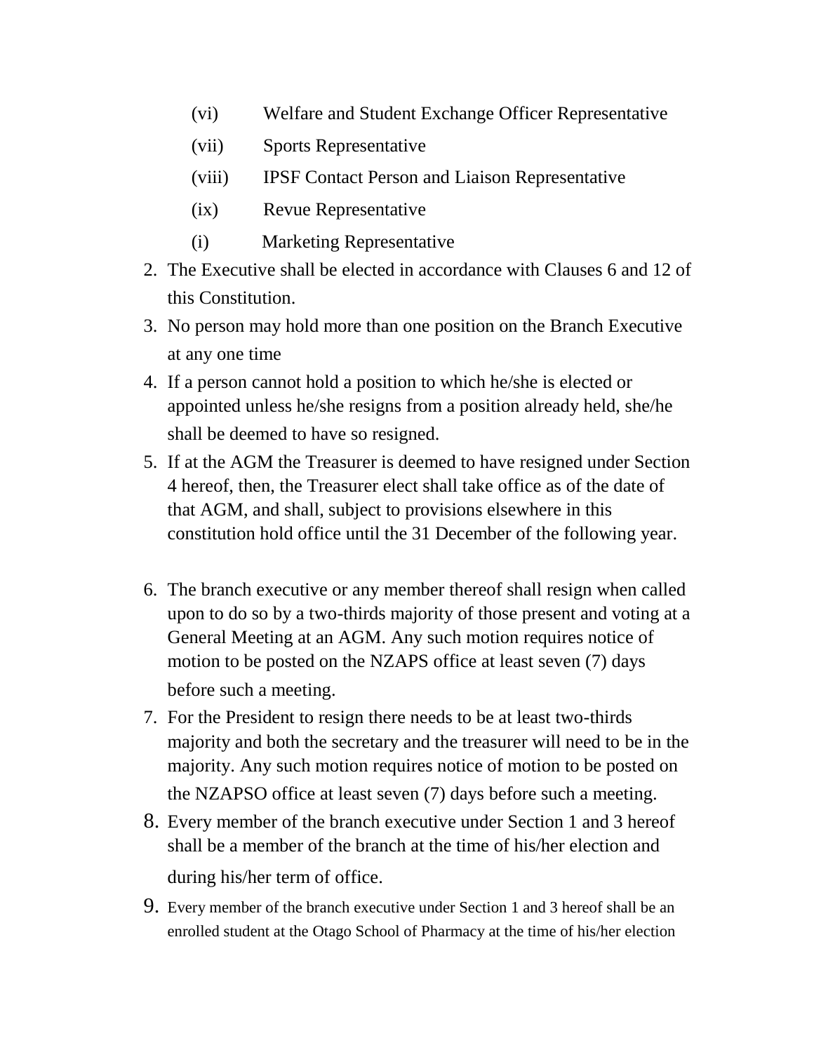(vi) Welfare and Student Exchange Officer Representative

(vii) Sports Representative

(viii) IPSF Contact Person and Liaison Representative

(ix) Revue Representative

(i) Marketing Representative

2. The Executive shall be elected in accordance with Clauses 6 and 12 of this Constitution.
3. No person may hold more than one position on the Branch Executive at any one time
4. If a person cannot hold a position to which he/she is elected or appointed unless he/she resigns from a position already held, she/he shall be deemed to have so resigned.
5. If at the AGM the Treasurer is deemed to have resigned under Section 4 hereof, then, the Treasurer elect shall take office as of the date of that AGM, and shall, subject to provisions elsewhere in this constitution hold office until the 31 December of the following year.
6. The branch executive or any member thereof shall resign when called upon to do so by a two-thirds majority of those present and voting at a General Meeting at an AGM. Any such motion requires notice of motion to be posted on the NZAPS office at least seven (7) days before such a meeting.
7. For the President to resign there needs to be at least two-thirds majority and both the secretary and the treasurer will need to be in the majority. Any such motion requires notice of motion to be posted on the NZAPSO office at least seven (7) days before such a meeting.
8. Every member of the branch executive under Section 1 and 3 hereof shall be a member of the branch at the time of his/her election and during his/her term of office.
9. Every member of the branch executive under Section 1 and 3 hereof shall be an enrolled student at the Otago School of Pharmacy at the time of his/her election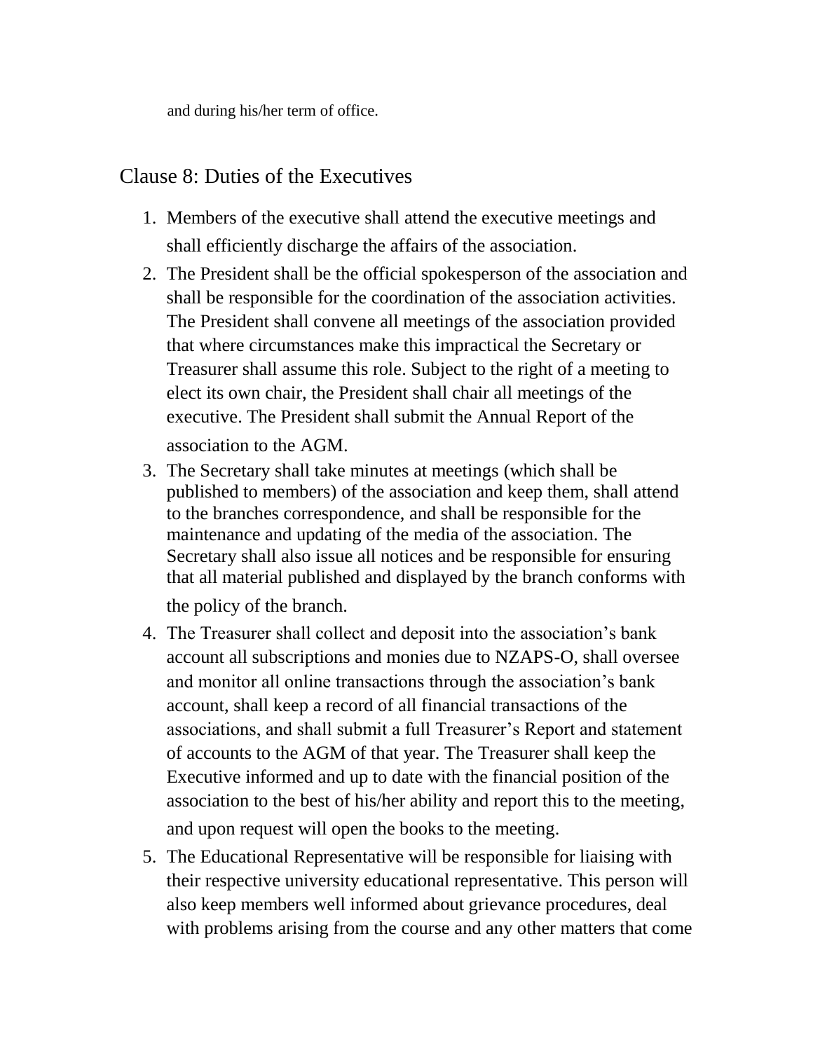and during his/her term of office.

## Clause 8: Duties of the Executives

1. Members of the executive shall attend the executive meetings and shall efficiently discharge the affairs of the association.
2. The President shall be the official spokesperson of the association and shall be responsible for the coordination of the association activities. The President shall convene all meetings of the association provided that where circumstances make this impractical the Secretary or Treasurer shall assume this role. Subject to the right of a meeting to elect its own chair, the President shall chair all meetings of the executive. The President shall submit the Annual Report of the association to the AGM.
3. The Secretary shall take minutes at meetings (which shall be published to members) of the association and keep them, shall attend to the branches correspondence, and shall be responsible for the maintenance and updating of the media of the association. The Secretary shall also issue all notices and be responsible for ensuring that all material published and displayed by the branch conforms with the policy of the branch.
4. The Treasurer shall collect and deposit into the association's bank account all subscriptions and monies due to NZAPS-O, shall oversee and monitor all online transactions through the association's bank account, shall keep a record of all financial transactions of the associations, and shall submit a full Treasurer's Report and statement of accounts to the AGM of that year. The Treasurer shall keep the Executive informed and up to date with the financial position of the association to the best of his/her ability and report this to the meeting, and upon request will open the books to the meeting.
5. The Educational Representative will be responsible for liaising with their respective university educational representative. This person will also keep members well informed about grievance procedures, deal with problems arising from the course and any other matters that come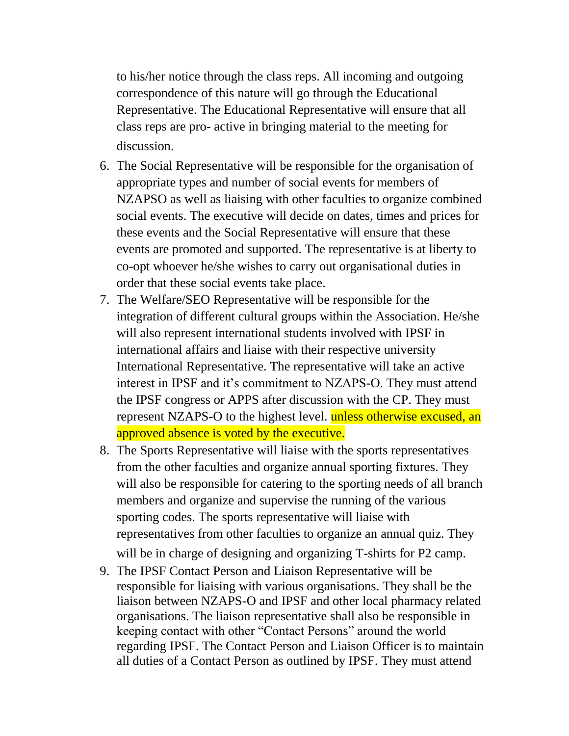to his/her notice through the class reps. All incoming and outgoing correspondence of this nature will go through the Educational Representative. The Educational Representative will ensure that all class reps are pro- active in bringing material to the meeting for discussion.

6. The Social Representative will be responsible for the organisation of appropriate types and number of social events for members of NZAPSO as well as liaising with other faculties to organize combined social events. The executive will decide on dates, times and prices for these events and the Social Representative will ensure that these events are promoted and supported. The representative is at liberty to co-opt whoever he/she wishes to carry out organisational duties in order that these social events take place.
7. The Welfare/SEO Representative will be responsible for the integration of different cultural groups within the Association. He/she will also represent international students involved with IPSF in international affairs and liaise with their respective university International Representative. The representative will take an active interest in IPSF and it's commitment to NZAPS-O. They must attend the IPSF congress or APPS after discussion with the CP. They must represent NZAPS-O to the highest level. unless otherwise excused, an approved absence is voted by the executive.
8. The Sports Representative will liaise with the sports representatives from the other faculties and organize annual sporting fixtures. They will also be responsible for catering to the sporting needs of all branch members and organize and supervise the running of the various sporting codes. The sports representative will liaise with representatives from other faculties to organize an annual quiz. They will be in charge of designing and organizing T-shirts for P2 camp.
9. The IPSF Contact Person and Liaison Representative will be responsible for liaising with various organisations. They shall be the liaison between NZAPS-O and IPSF and other local pharmacy related organisations. The liaison representative shall also be responsible in keeping contact with other "Contact Persons" around the world regarding IPSF. The Contact Person and Liaison Officer is to maintain all duties of a Contact Person as outlined by IPSF. They must attend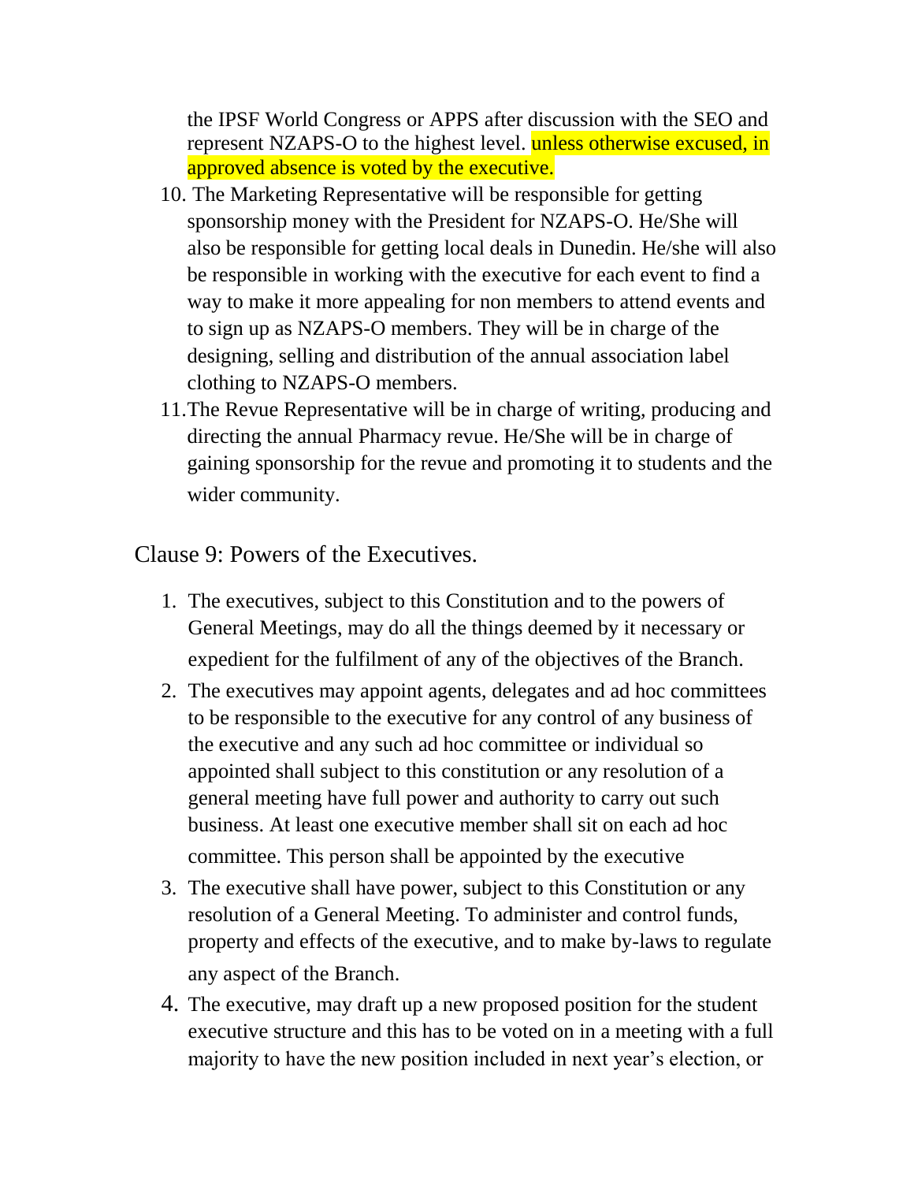the IPSF World Congress or APPS after discussion with the SEO and represent NZAPS-O to the highest level. unless otherwise excused, in approved absence is voted by the executive.

10. The Marketing Representative will be responsible for getting sponsorship money with the President for NZAPS-O. He/She will also be responsible for getting local deals in Dunedin. He/she will also be responsible in working with the executive for each event to find a way to make it more appealing for non members to attend events and to sign up as NZAPS-O members. They will be in charge of the designing, selling and distribution of the annual association label clothing to NZAPS-O members.
11. The Revue Representative will be in charge of writing, producing and directing the annual Pharmacy revue. He/She will be in charge of gaining sponsorship for the revue and promoting it to students and the wider community.

## Clause 9: Powers of the Executives.

1. The executives, subject to this Constitution and to the powers of General Meetings, may do all the things deemed by it necessary or expedient for the fulfilment of any of the objectives of the Branch.
2. The executives may appoint agents, delegates and ad hoc committees to be responsible to the executive for any control of any business of the executive and any such ad hoc committee or individual so appointed shall subject to this constitution or any resolution of a general meeting have full power and authority to carry out such business. At least one executive member shall sit on each ad hoc committee. This person shall be appointed by the executive
3. The executive shall have power, subject to this Constitution or any resolution of a General Meeting. To administer and control funds, property and effects of the executive, and to make by-laws to regulate any aspect of the Branch.
4. The executive, may draft up a new proposed position for the student executive structure and this has to be voted on in a meeting with a full majority to have the new position included in next year's election, or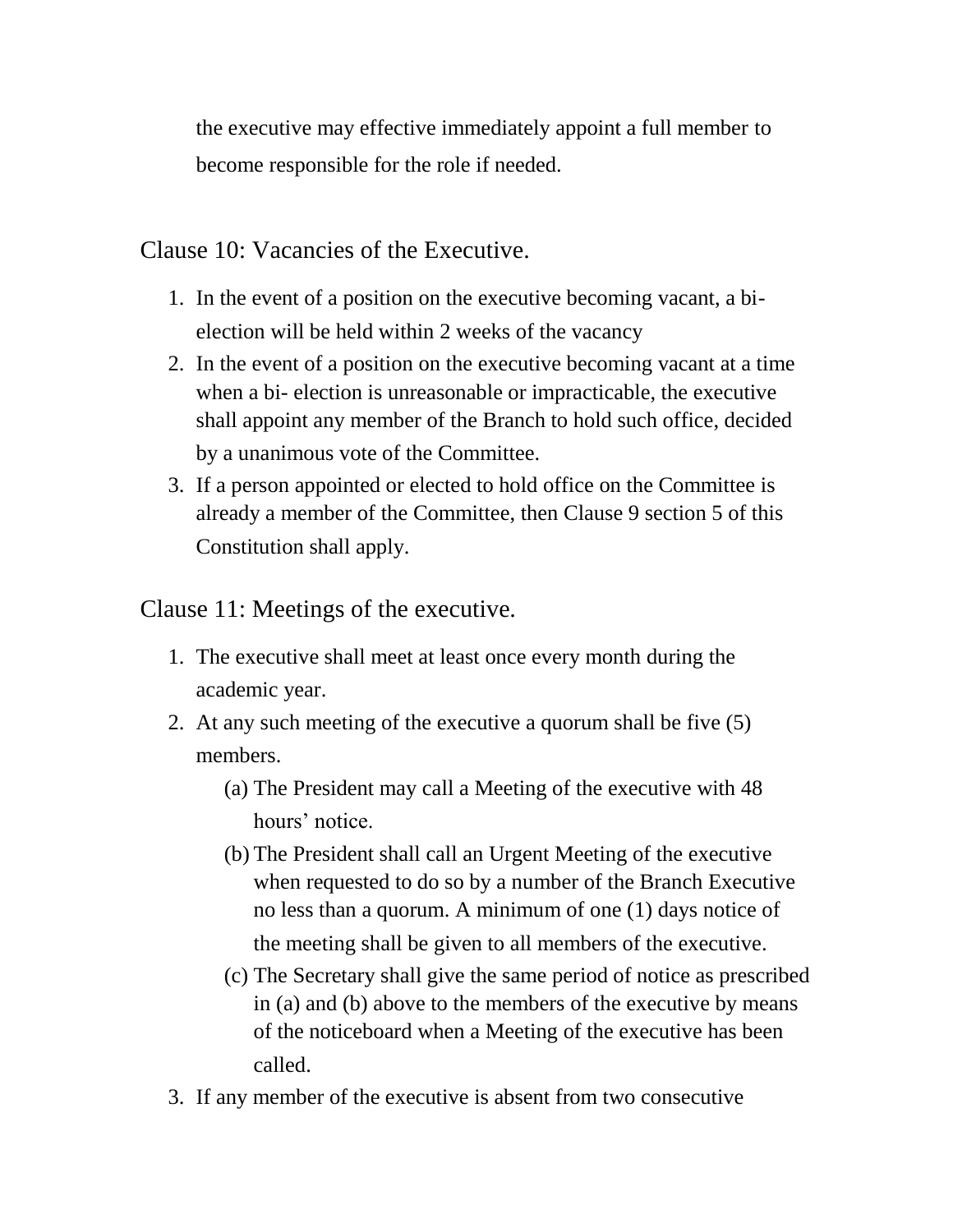the executive may effective immediately appoint a full member to become responsible for the role if needed.

## Clause 10: Vacancies of the Executive.

1. In the event of a position on the executive becoming vacant, a bi-election will be held within 2 weeks of the vacancy
2. In the event of a position on the executive becoming vacant at a time when a bi- election is unreasonable or impracticable, the executive shall appoint any member of the Branch to hold such office, decided by a unanimous vote of the Committee.
3. If a person appointed or elected to hold office on the Committee is already a member of the Committee, then Clause 9 section 5 of this Constitution shall apply.

## Clause 11: Meetings of the executive.

1. The executive shall meet at least once every month during the academic year.
2. At any such meeting of the executive a quorum shall be five (5) members.
   (a) The President may call a Meeting of the executive with 48 hours' notice.
   (b) The President shall call an Urgent Meeting of the executive when requested to do so by a number of the Branch Executive no less than a quorum. A minimum of one (1) days notice of the meeting shall be given to all members of the executive.
   (c) The Secretary shall give the same period of notice as prescribed in (a) and (b) above to the members of the executive by means of the noticeboard when a Meeting of the executive has been called.
3. If any member of the executive is absent from two consecutive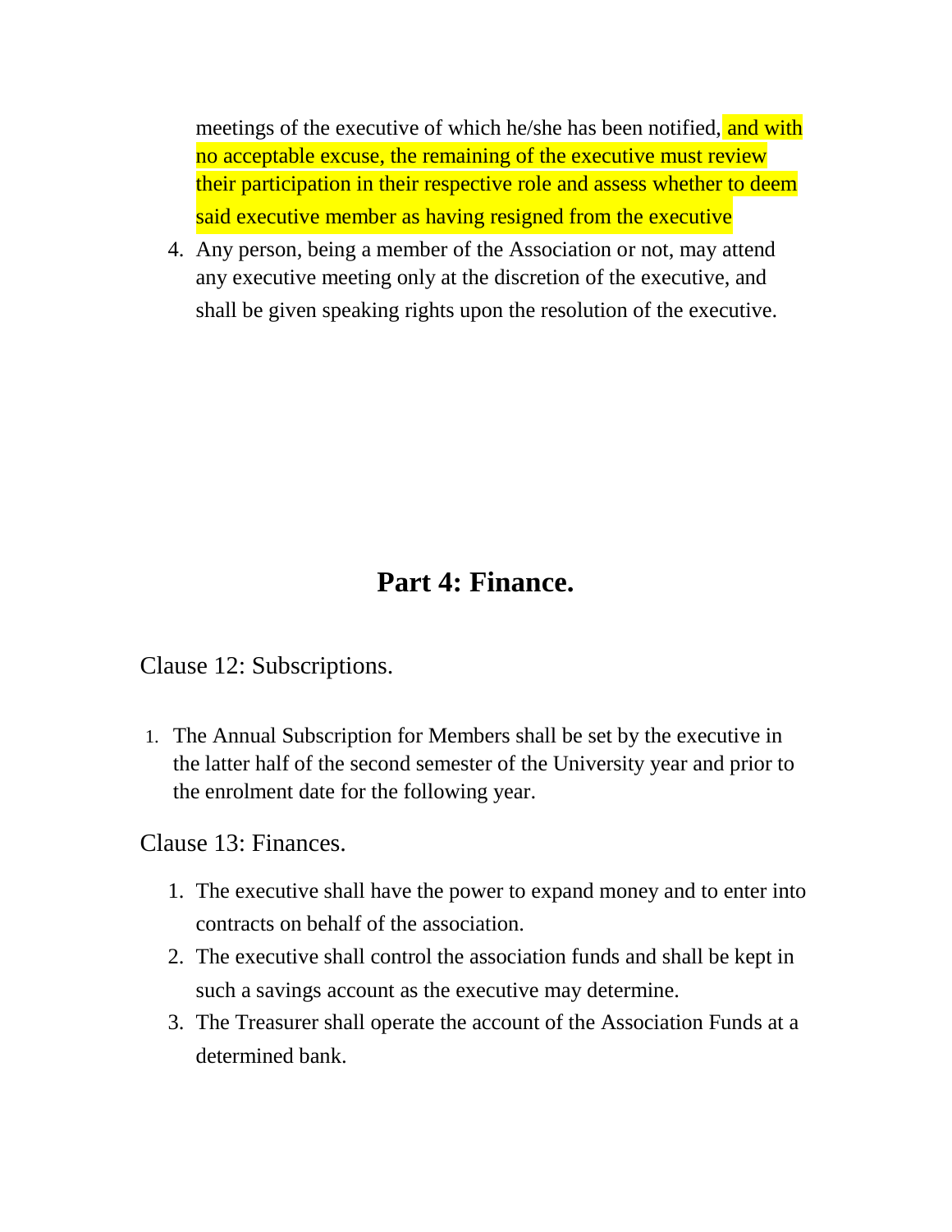meetings of the executive of which he/she has been notified, and with no acceptable excuse, the remaining of the executive must review their participation in their respective role and assess whether to deem said executive member as having resigned from the executive

4. Any person, being a member of the Association or not, may attend any executive meeting only at the discretion of the executive, and shall be given speaking rights upon the resolution of the executive.

# Part 4: Finance.

## Clause 12: Subscriptions.

1. The Annual Subscription for Members shall be set by the executive in the latter half of the second semester of the University year and prior to the enrolment date for the following year.

## Clause 13: Finances.

1. The executive shall have the power to expand money and to enter into contracts on behalf of the association.
2. The executive shall control the association funds and shall be kept in such a savings account as the executive may determine.
3. The Treasurer shall operate the account of the Association Funds at a determined bank.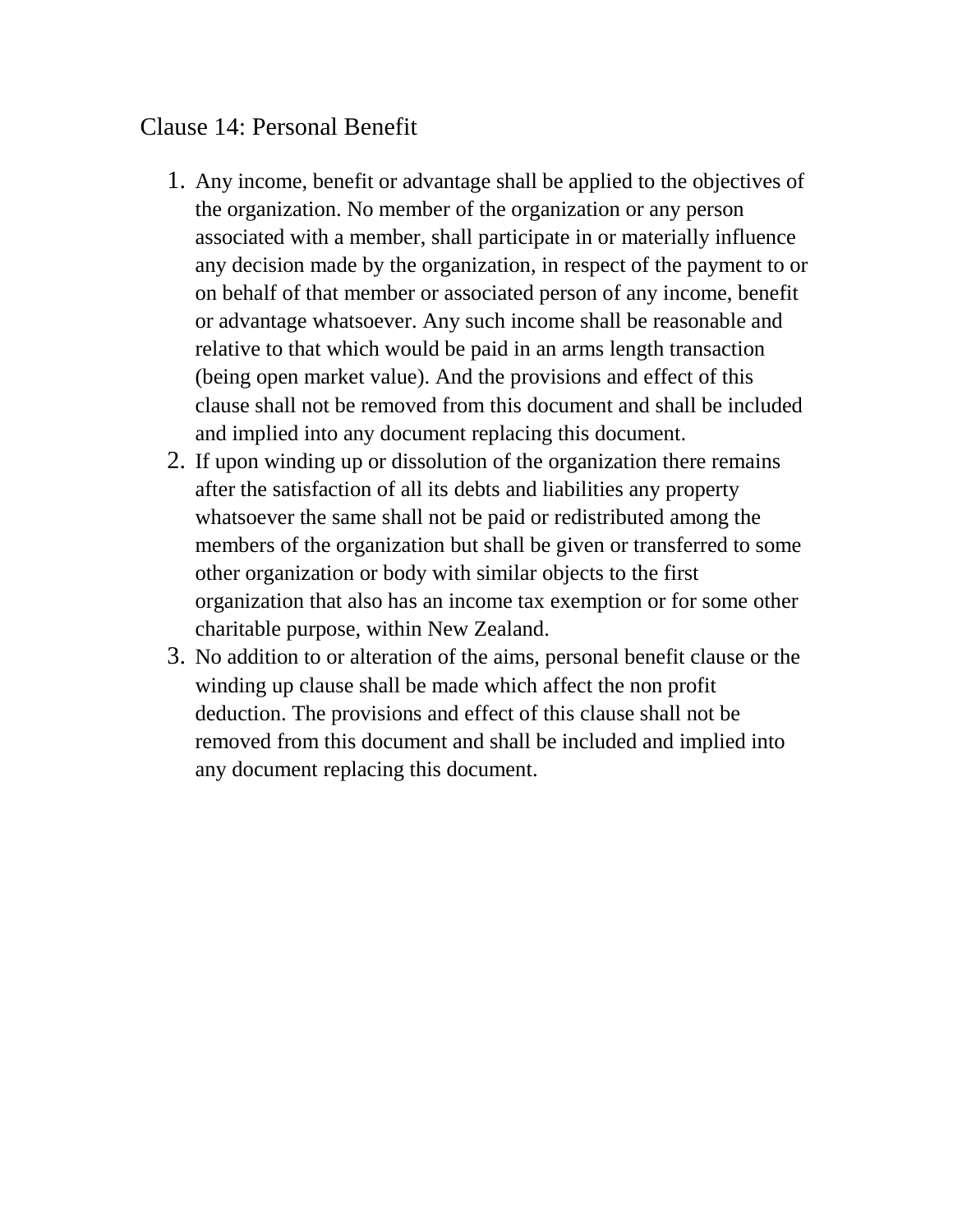## Clause 14: Personal Benefit

1. Any income, benefit or advantage shall be applied to the objectives of the organization. No member of the organization or any person associated with a member, shall participate in or materially influence any decision made by the organization, in respect of the payment to or on behalf of that member or associated person of any income, benefit or advantage whatsoever. Any such income shall be reasonable and relative to that which would be paid in an arms length transaction (being open market value). And the provisions and effect of this clause shall not be removed from this document and shall be included and implied into any document replacing this document.
2. If upon winding up or dissolution of the organization there remains after the satisfaction of all its debts and liabilities any property whatsoever the same shall not be paid or redistributed among the members of the organization but shall be given or transferred to some other organization or body with similar objects to the first organization that also has an income tax exemption or for some other charitable purpose, within New Zealand.
3. No addition to or alteration of the aims, personal benefit clause or the winding up clause shall be made which affect the non profit deduction. The provisions and effect of this clause shall not be removed from this document and shall be included and implied into any document replacing this document.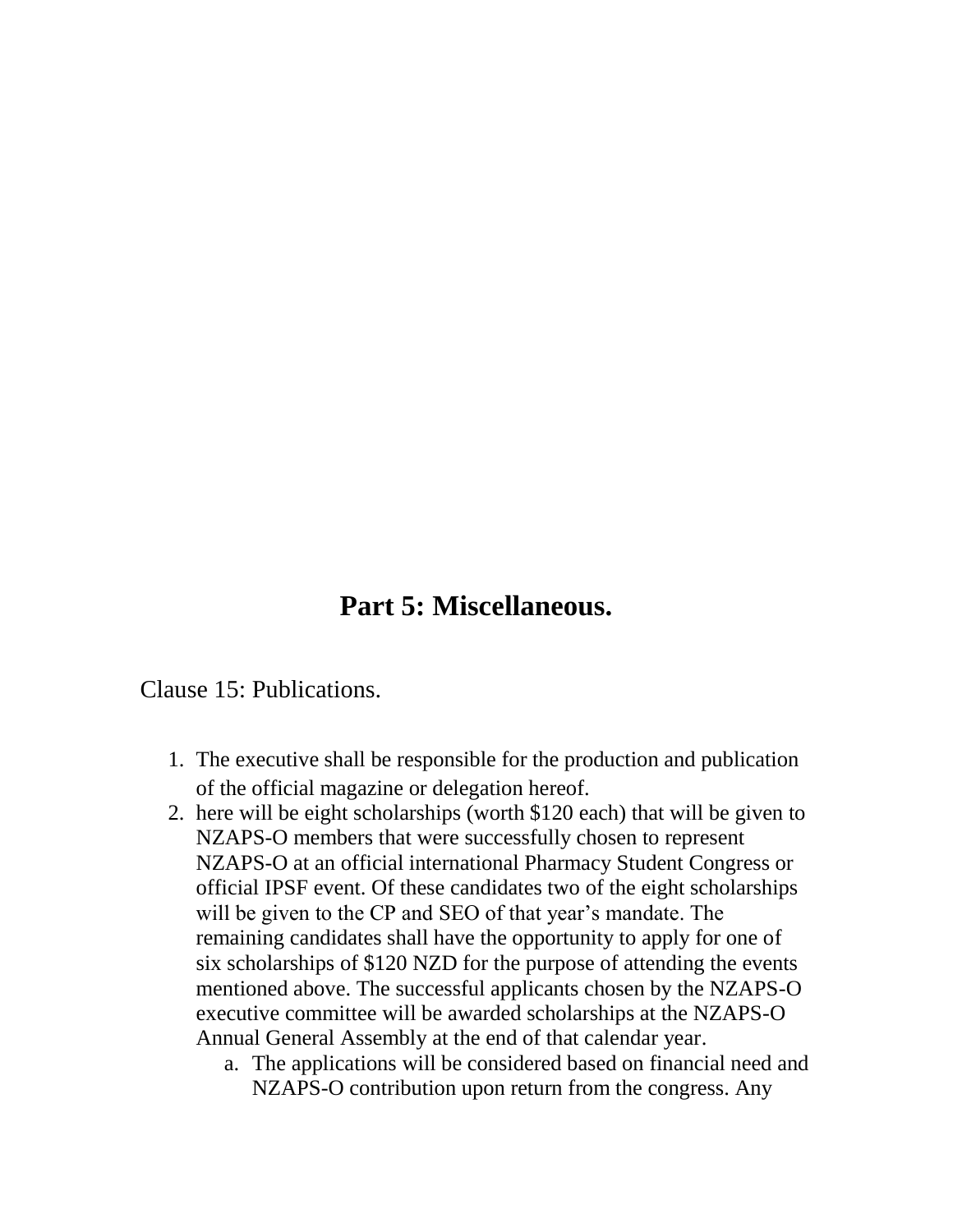# Part 5: Miscellaneous.

## Clause 15: Publications.

1. The executive shall be responsible for the production and publication of the official magazine or delegation hereof.
2. here will be eight scholarships (worth $120 each) that will be given to NZAPS-O members that were successfully chosen to represent NZAPS-O at an official international Pharmacy Student Congress or official IPSF event. Of these candidates two of the eight scholarships will be given to the CP and SEO of that year's mandate. The remaining candidates shall have the opportunity to apply for one of six scholarships of $120 NZD for the purpose of attending the events mentioned above. The successful applicants chosen by the NZAPS-O executive committee will be awarded scholarships at the NZAPS-O Annual General Assembly at the end of that calendar year.
   a. The applications will be considered based on financial need and NZAPS-O contribution upon return from the congress. Any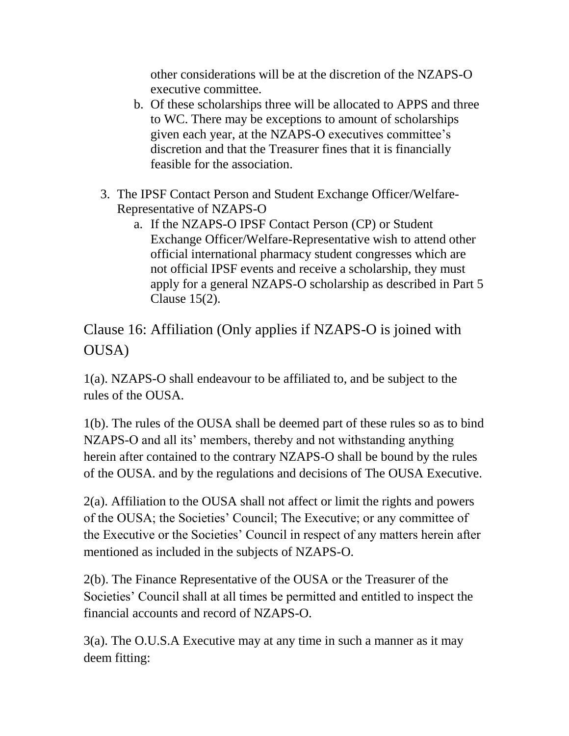other considerations will be at the discretion of the NZAPS-O executive committee.

   b. Of these scholarships three will be allocated to APPS and three to WC. There may be exceptions to amount of scholarships given each year, at the NZAPS-O executives committee's discretion and that the Treasurer fines that it is financially feasible for the association.

3. The IPSF Contact Person and Student Exchange Officer/Welfare-Representative of NZAPS-O
   a. If the NZAPS-O IPSF Contact Person (CP) or Student Exchange Officer/Welfare-Representative wish to attend other official international pharmacy student congresses which are not official IPSF events and receive a scholarship, they must apply for a general NZAPS-O scholarship as described in Part 5 Clause 15(2).

## Clause 16: Affiliation (Only applies if NZAPS-O is joined with OUSA)

1(a). NZAPS-O shall endeavour to be affiliated to, and be subject to the rules of the OUSA.

1(b). The rules of the OUSA shall be deemed part of these rules so as to bind NZAPS-O and all its' members, thereby and not withstanding anything herein after contained to the contrary NZAPS-O shall be bound by the rules of the OUSA. and by the regulations and decisions of The OUSA Executive.

2(a). Affiliation to the OUSA shall not affect or limit the rights and powers of the OUSA; the Societies' Council; The Executive; or any committee of the Executive or the Societies' Council in respect of any matters herein after mentioned as included in the subjects of NZAPS-O.

2(b). The Finance Representative of the OUSA or the Treasurer of the Societies' Council shall at all times be permitted and entitled to inspect the financial accounts and record of NZAPS-O.

3(a). The O.U.S.A Executive may at any time in such a manner as it may deem fitting: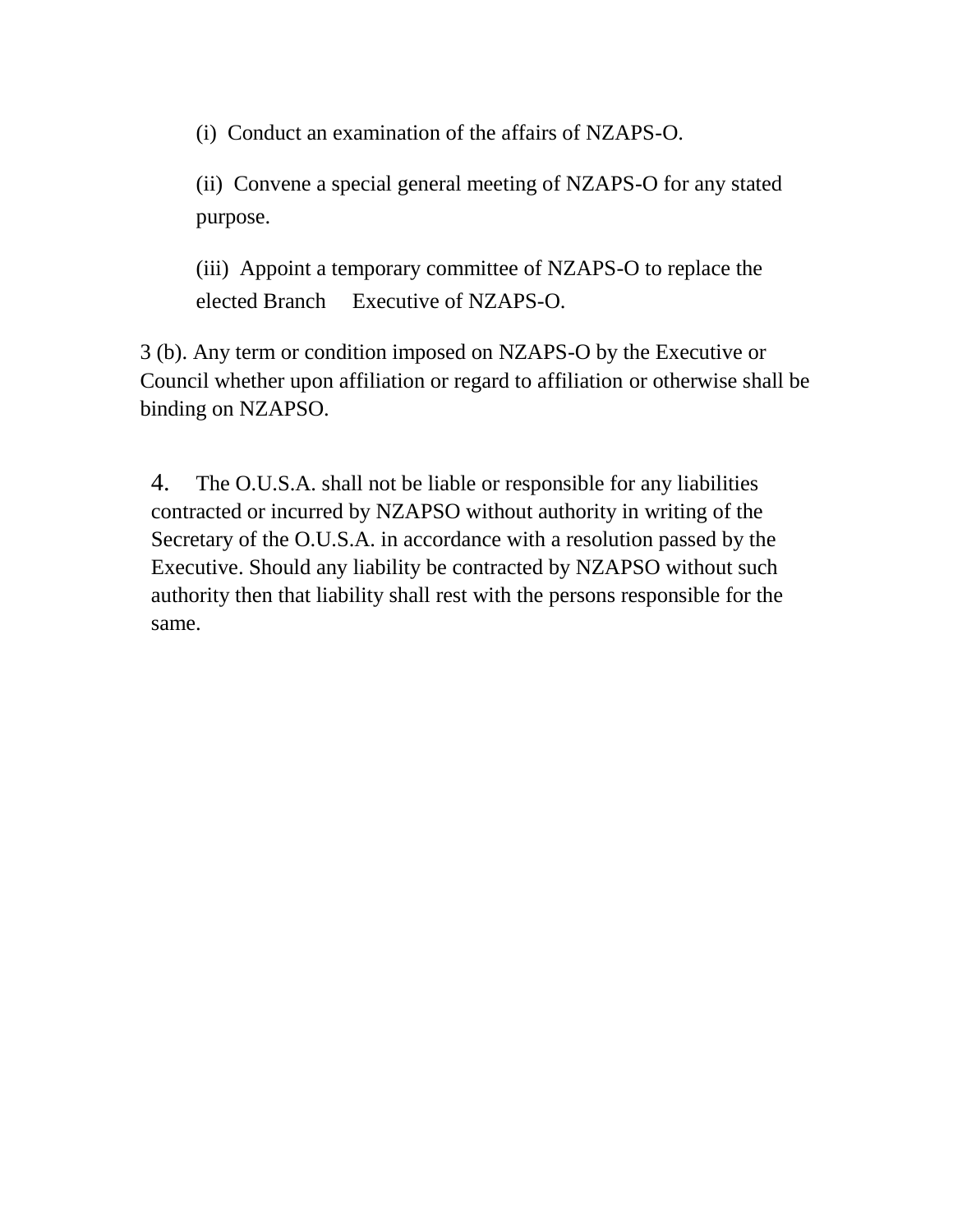(i) Conduct an examination of the affairs of NZAPS-O.

(ii) Convene a special general meeting of NZAPS-O for any stated purpose.

(iii) Appoint a temporary committee of NZAPS-O to replace the elected Branch Executive of NZAPS-O.

3 (b). Any term or condition imposed on NZAPS-O by the Executive or Council whether upon affiliation or regard to affiliation or otherwise shall be binding on NZAPSO.

4. The O.U.S.A. shall not be liable or responsible for any liabilities contracted or incurred by NZAPSO without authority in writing of the Secretary of the O.U.S.A. in accordance with a resolution passed by the Executive. Should any liability be contracted by NZAPSO without such authority then that liability shall rest with the persons responsible for the same.